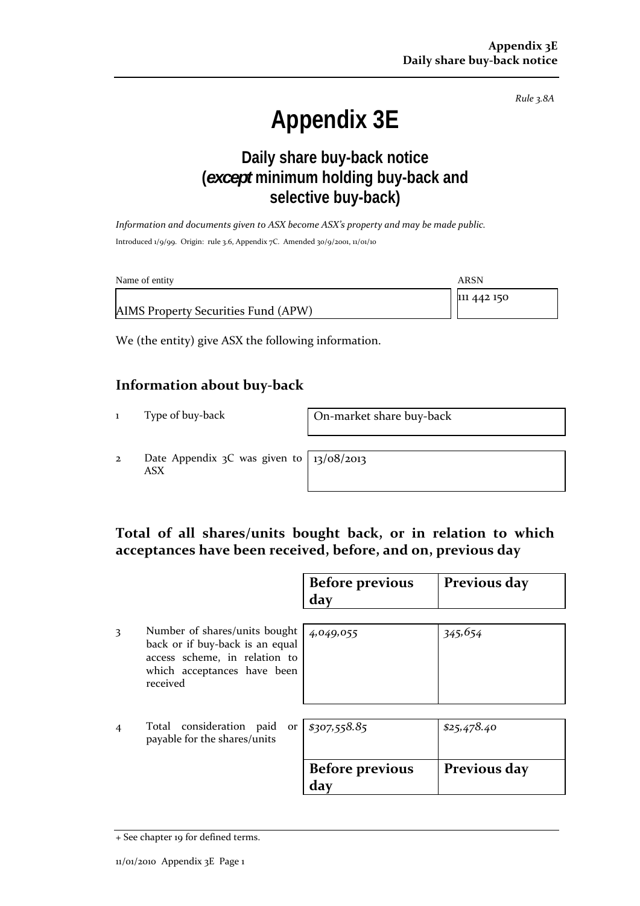*Rule 3.8A*

# Appendix 3E

## Daily share buy-back notice (*except* minimum holding buy-back and selective buy-back)

*Information and documents given to ASX become ASX's property and may be made public.*

Introduced 1/9/99. Origin: rule 3.6, Appendix 7C. Amended 30/9/2001, 11/01/10

| Name of entity | ARSN |
|---|---|
| AIMS Property Securities Fund (APW) | 111 442 150 |

We (the entity) give ASX the following information.

### Information about buy-back

| | | |
|---|---|---|
| 1 | Type of buy-back | On-market share buy-back |
| 2 | Date Appendix 3C was given to ASX | 13/08/2013 |

### Total of all shares/units bought back, or in relation to which acceptances have been received, before, and on, previous day

| | | Before previous day | Previous day |
|---|---|---|---|
| 3 | Number of shares/units bought back or if buy-back is an equal access scheme, in relation to which acceptances have been received | *4,049,055* | *345,654* |
| 4 | Total consideration paid or payable for the shares/units | *$307,558.85* | *$25,478.40* |

| Before previous day | Previous day |
|---|---|

+ See chapter 19 for defined terms.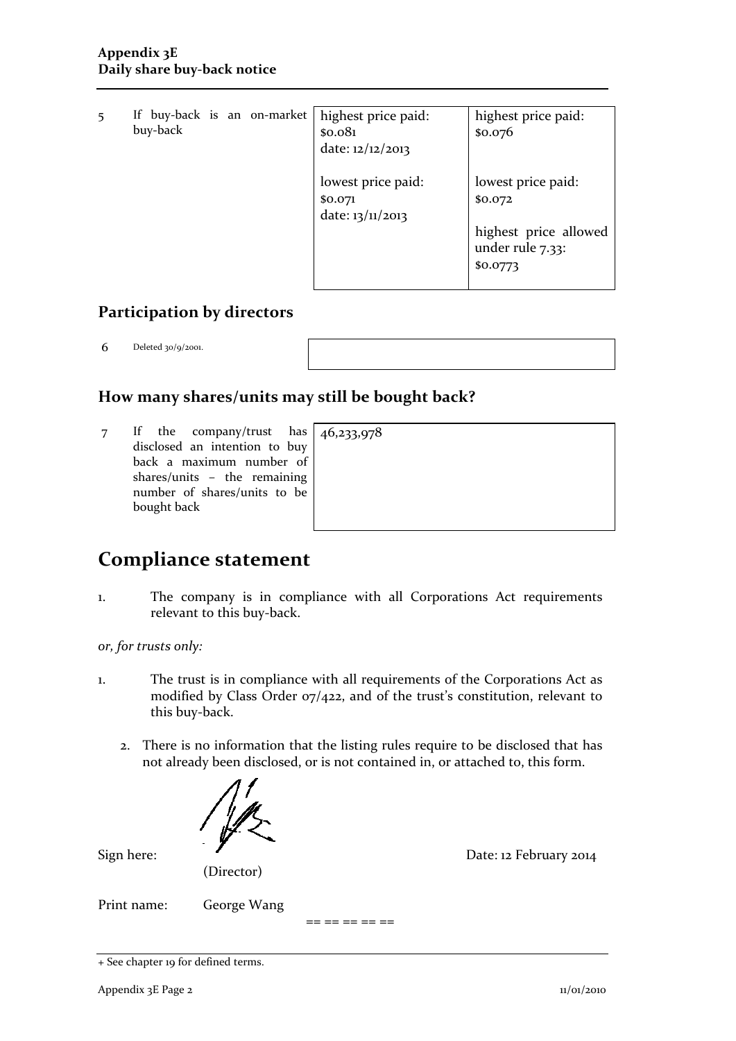| | | | |
|---|---|---|---|
| 5 | If buy-back is an on-market buy-back | highest price paid: \$0.081<br>date: 12/12/2013<br><br>lowest price paid: \$0.071<br>date: 13/11/2013 | highest price paid: \$0.076<br><br>lowest price paid: \$0.072<br><br>highest price allowed under rule 7.33: \$0.0773 |

## Participation by directors

| | | |
|---|---|---|
| 6 | Deleted 30/9/2001. | |

## How many shares/units may still be bought back?

| | | |
|---|---|---|
| 7 | If the company/trust has disclosed an intention to buy back a maximum number of shares/units – the remaining number of shares/units to be bought back | 46,233,978 |

# Compliance statement

1. The company is in compliance with all Corporations Act requirements relevant to this buy-back.

*or, for trusts only:*

1. The trust is in compliance with all requirements of the Corporations Act as modified by Class Order 07/422, and of the trust's constitution, relevant to this buy-back.

2. There is no information that the listing rules require to be disclosed that has not already been disclosed, or is not contained in, or attached to, this form.

Sign here: (Director) Date: 12 February 2014

Print name: George Wang

== == == == ==

+ See chapter 19 for defined terms.